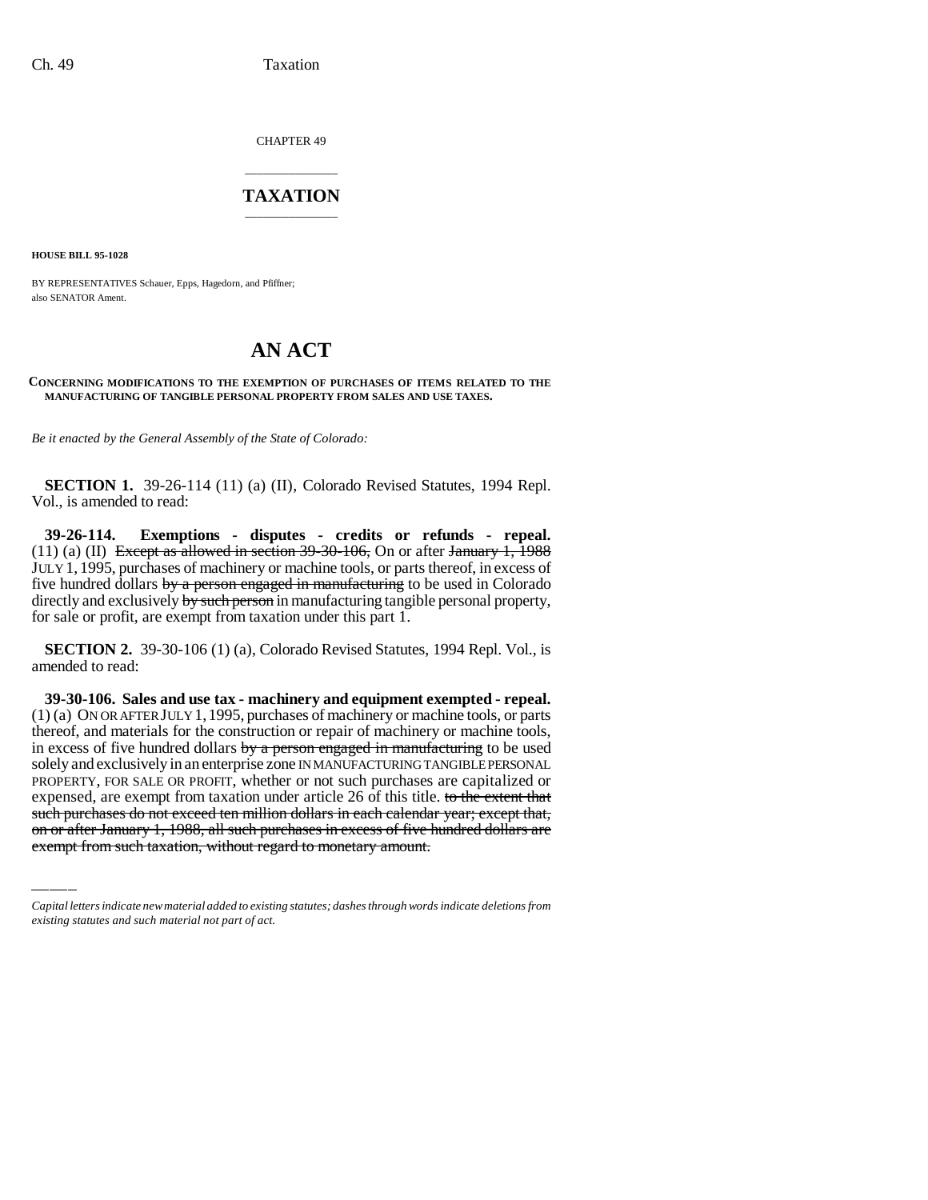CHAPTER 49

# TAXATION

**HOUSE BILL 95-1028**

BY REPRESENTATIVES Schauer, Epps, Hagedorn, and Pfiffner;
also SENATOR Ament.

# AN ACT

**CONCERNING MODIFICATIONS TO THE EXEMPTION OF PURCHASES OF ITEMS RELATED TO THE MANUFACTURING OF TANGIBLE PERSONAL PROPERTY FROM SALES AND USE TAXES.**

*Be it enacted by the General Assembly of the State of Colorado:*

**SECTION 1.** 39-26-114 (11) (a) (II), Colorado Revised Statutes, 1994 Repl. Vol., is amended to read:

**39-26-114. Exemptions - disputes - credits or refunds - repeal.** (11) (a) (II) ~~Except as allowed in section 39-30-106,~~ On or after ~~January 1, 1988~~ JULY 1, 1995, purchases of machinery or machine tools, or parts thereof, in excess of five hundred dollars ~~by a person engaged in manufacturing~~ to be used in Colorado directly and exclusively ~~by such person~~ in manufacturing tangible personal property, for sale or profit, are exempt from taxation under this part 1.

**SECTION 2.** 39-30-106 (1) (a), Colorado Revised Statutes, 1994 Repl. Vol., is amended to read:

**39-30-106. Sales and use tax - machinery and equipment exempted - repeal.** (1) (a) ON OR AFTER JULY 1, 1995, purchases of machinery or machine tools, or parts thereof, and materials for the construction or repair of machinery or machine tools, in excess of five hundred dollars ~~by a person engaged in manufacturing~~ to be used solely and exclusively in an enterprise zone IN MANUFACTURING TANGIBLE PERSONAL PROPERTY, FOR SALE OR PROFIT, whether or not such purchases are capitalized or expensed, are exempt from taxation under article 26 of this title. ~~to the extent that such purchases do not exceed ten million dollars in each calendar year; except that, on or after January 1, 1988, all such purchases in excess of five hundred dollars are exempt from such taxation, without regard to monetary amount.~~

*Capital letters indicate new material added to existing statutes; dashes through words indicate deletions from existing statutes and such material not part of act.*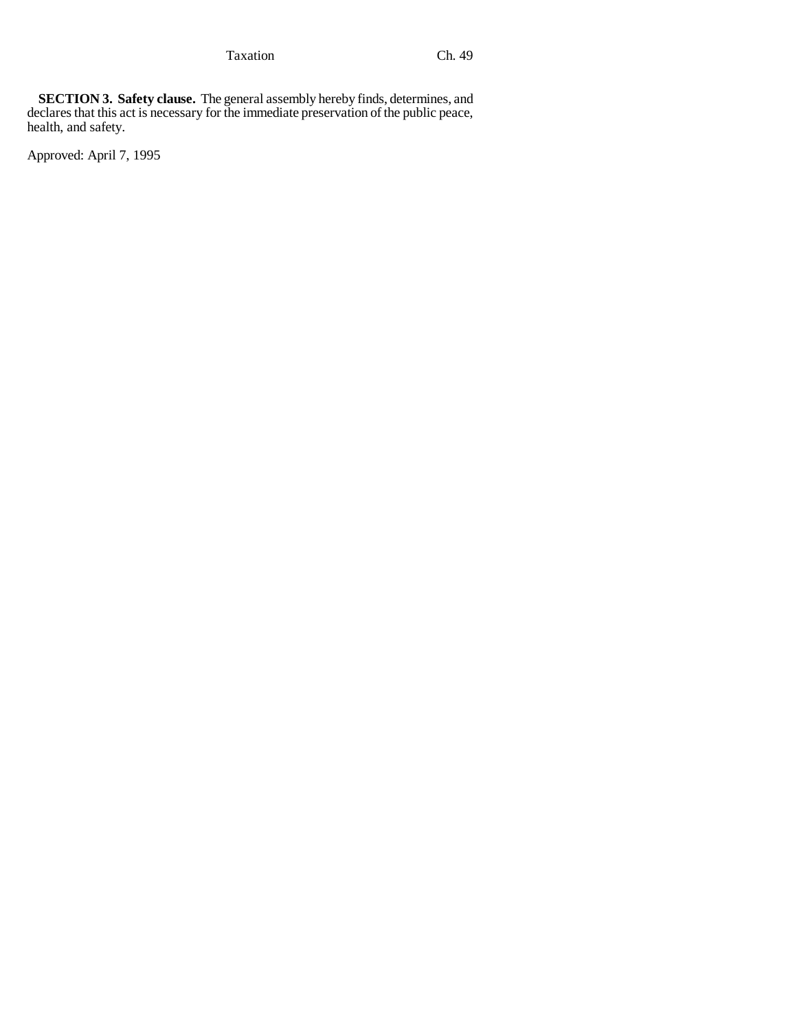**SECTION 3. Safety clause.** The general assembly hereby finds, determines, and declares that this act is necessary for the immediate preservation of the public peace, health, and safety.

Approved: April 7, 1995